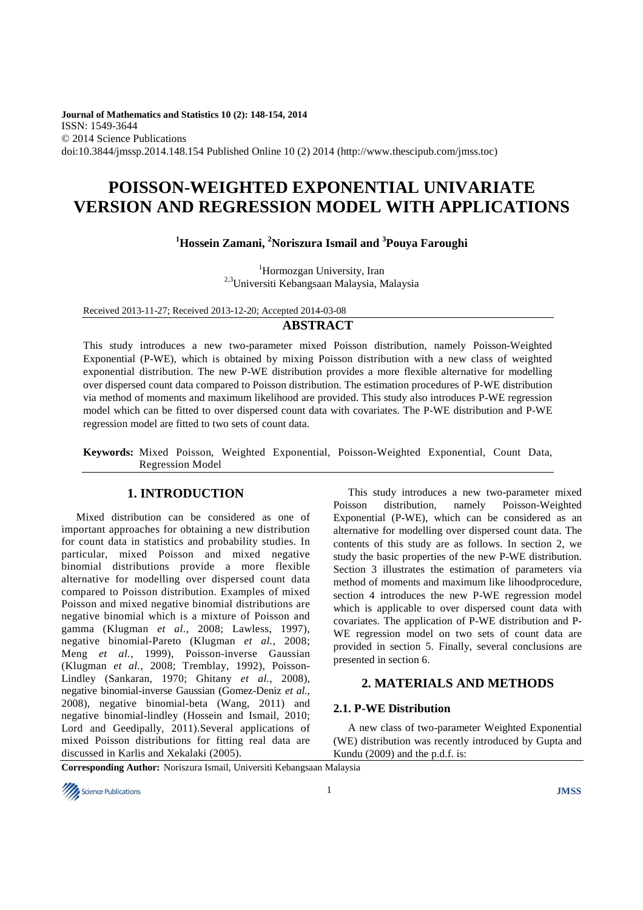Journal of Mathematics and Statistics 10 (2): 148-154, 2014
ISSN: 1549-3644
© 2014 Science Publications
doi:10.3844/jmssp.2014.148.154 Published Online 10 (2) 2014 (http://www.thescipub.com/jmss.toc)

# POISSON-WEIGHTED EXPONENTIAL UNIVARIATE VERSION AND REGRESSION MODEL WITH APPLICATIONS

**[1]Hossein Zamani, [2]Noriszura Ismail and [3]Pouya Faroughi**

[1]Hormozgan University, Iran
[2,3]Universiti Kebangsaan Malaysia, Malaysia

Received 2013-11-27; Received 2013-12-20; Accepted 2014-03-08

## ABSTRACT

This study introduces a new two-parameter mixed Poisson distribution, namely Poisson-Weighted Exponential (P-WE), which is obtained by mixing Poisson distribution with a new class of weighted exponential distribution. The new P-WE distribution provides a more flexible alternative for modelling over dispersed count data compared to Poisson distribution. The estimation procedures of P-WE distribution via method of moments and maximum likelihood are provided. This study also introduces P-WE regression model which can be fitted to over dispersed count data with covariates. The P-WE distribution and P-WE regression model are fitted to two sets of count data.

**Keywords:** Mixed Poisson, Weighted Exponential, Poisson-Weighted Exponential, Count Data, Regression Model

## 1. INTRODUCTION

Mixed distribution can be considered as one of important approaches for obtaining a new distribution for count data in statistics and probability studies. In particular, mixed Poisson and mixed negative binomial distributions provide a more flexible alternative for modelling over dispersed count data compared to Poisson distribution. Examples of mixed Poisson and mixed negative binomial distributions are negative binomial which is a mixture of Poisson and gamma (Klugman *et al.*, 2008; Lawless, 1997), negative binomial-Pareto (Klugman *et al.*, 2008; Meng *et al.*, 1999), Poisson-inverse Gaussian (Klugman *et al.*, 2008; Tremblay, 1992), Poisson-Lindley (Sankaran, 1970; Ghitany *et al.*, 2008), negative binomial-inverse Gaussian (Gomez-Deniz *et al.*, 2008), negative binomial-beta (Wang, 2011) and negative binomial-lindley (Hossein and Ismail, 2010; Lord and Geedipally, 2011).Several applications of mixed Poisson distributions for fitting real data are discussed in Karlis and Xekalaki (2005).

This study introduces a new two-parameter mixed Poisson distribution, namely Poisson-Weighted Exponential (P-WE), which can be considered as an alternative for modelling over dispersed count data. The contents of this study are as follows. In section 2, we study the basic properties of the new P-WE distribution. Section 3 illustrates the estimation of parameters via method of moments and maximum like lihoodprocedure, section 4 introduces the new P-WE regression model which is applicable to over dispersed count data with covariates. The application of P-WE distribution and P-WE regression model on two sets of count data are provided in section 5. Finally, several conclusions are presented in section 6.

## 2. MATERIALS AND METHODS

### 2.1. P-WE Distribution

A new class of two-parameter Weighted Exponential (WE) distribution was recently introduced by Gupta and Kundu (2009) and the p.d.f. is:

**Corresponding Author:** Noriszura Ismail, Universiti Kebangsaan Malaysia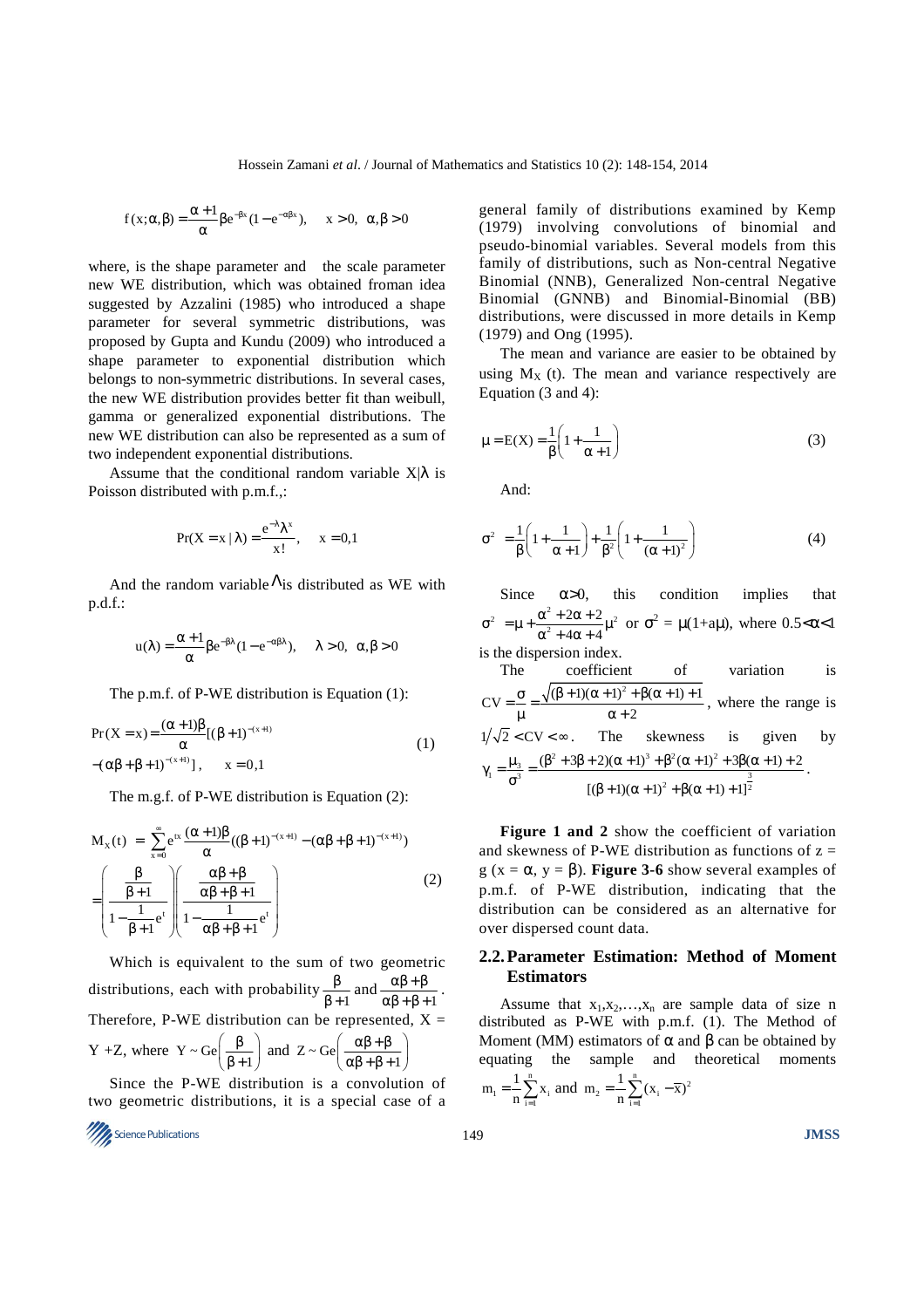$$f(x;\alpha,\beta) = \frac{\alpha+1}{\alpha}\beta e^{-\beta x}(1-e^{-\alpha\beta x}), \quad x>0, \ \alpha,\beta>0$$

where, is the shape parameter and the scale parameter new WE distribution, which was obtained froman idea suggested by Azzalini (1985) who introduced a shape parameter for several symmetric distributions, was proposed by Gupta and Kundu (2009) who introduced a shape parameter to exponential distribution which belongs to non-symmetric distributions. In several cases, the new WE distribution provides better fit than weibull, gamma or generalized exponential distributions. The new WE distribution can also be represented as a sum of two independent exponential distributions.

Assume that the conditional random variable $X|\lambda$ is Poisson distributed with p.m.f.,:

$$\Pr(X = x \mid \lambda) = \frac{e^{-\lambda}\lambda^x}{x!}, \quad x = 0,1$$

And the random variable $\Lambda$ is distributed as WE with p.d.f.:

$$u(\lambda) = \frac{\alpha+1}{\alpha}\beta e^{-\beta\lambda}(1-e^{-\alpha\beta\lambda}), \quad \lambda>0, \ \alpha,\beta>0$$

The p.m.f. of P-WE distribution is Equation (1):

$$\Pr(X = x) = \frac{(\alpha+1)\beta}{\alpha}[(\beta+1)^{-(x+1)} - (\alpha\beta+\beta+1)^{-(x+1)}], \quad x = 0,1 \tag{1}$$

The m.g.f. of P-WE distribution is Equation (2):

$$M_X(t) = \sum_{x=0}^{\infty} e^{tx}\frac{(\alpha+1)\beta}{\alpha}((\beta+1)^{-(x+1)} - (\alpha\beta+\beta+1)^{-(x+1)}) = \left(\frac{\frac{\beta}{\beta+1}}{1-\frac{1}{\beta+1}e^t}\right)\left(\frac{\frac{\alpha\beta+\beta}{\alpha\beta+\beta+1}}{1-\frac{1}{\alpha\beta+\beta+1}e^t}\right) \tag{2}$$

Which is equivalent to the sum of two geometric distributions, each with probability $\frac{\beta}{\beta+1}$ and $\frac{\alpha\beta+\beta}{\alpha\beta+\beta+1}$. Therefore, P-WE distribution can be represented, $X = Y + Z$, where $Y \sim Ge\left(\frac{\beta}{\beta+1}\right)$ and $Z \sim Ge\left(\frac{\alpha\beta+\beta}{\alpha\beta+\beta+1}\right)$

Since the P-WE distribution is a convolution of two geometric distributions, it is a special case of a general family of distributions examined by Kemp (1979) involving convolutions of binomial and pseudo-binomial variables. Several models from this family of distributions, such as Non-central Negative Binomial (NNB), Generalized Non-central Negative Binomial (GNNB) and Binomial-Binomial (BB) distributions, were discussed in more details in Kemp (1979) and Ong (1995).

The mean and variance are easier to be obtained by using $M_X(t)$. The mean and variance respectively are Equation (3 and 4):

$$\mu = E(X) = \frac{1}{\beta}\left(1+\frac{1}{\alpha+1}\right) \tag{3}$$

And:

$$\sigma^2 = \frac{1}{\beta}\left(1+\frac{1}{\alpha+1}\right) + \frac{1}{\beta^2}\left(1+\frac{1}{(\alpha+1)^2}\right) \tag{4}$$

Since $\alpha>0$, this condition implies that $\sigma^2 = \mu + \frac{\alpha^2+2\alpha+2}{\alpha^2+4\alpha+4}\mu^2$ or $\sigma^2 = \mu(1+a\mu)$, where $0.5<\alpha<1$ is the dispersion index.

The coefficient of variation is $CV = \frac{\sigma}{\mu} = \frac{\sqrt{(\beta+1)(\alpha+1)^2+\beta(\alpha+1)+1}}{\alpha+2}$, where the range is $1/\sqrt{2} < CV < \infty$. The skewness is given by $\gamma_1 = \frac{\mu_3}{\sigma^3} = \frac{(\beta^2+3\beta+2)(\alpha+1)^3+\beta^2(\alpha+1)^2+3\beta(\alpha+1)+2}{[(\beta+1)(\alpha+1)^2+\beta(\alpha+1)+1]^{\frac{3}{2}}}$.

**Figure 1 and 2** show the coefficient of variation and skewness of P-WE distribution as functions of $z = g(x = \alpha, y = \beta)$. **Figure 3-6** show several examples of p.m.f. of P-WE distribution, indicating that the distribution can be considered as an alternative for over dispersed count data.

## 2.2. Parameter Estimation: Method of Moment Estimators

Assume that $x_1, x_2, \ldots, x_n$ are sample data of size n distributed as P-WE with p.m.f. (1). The Method of Moment (MM) estimators of $\alpha$ and $\beta$ can be obtained by equating the sample and theoretical moments $m_1 = \frac{1}{n}\sum_{i=1}^{n} x_i$ and $m_2 = \frac{1}{n}\sum_{i=1}^{n}(x_i - \bar{x})^2$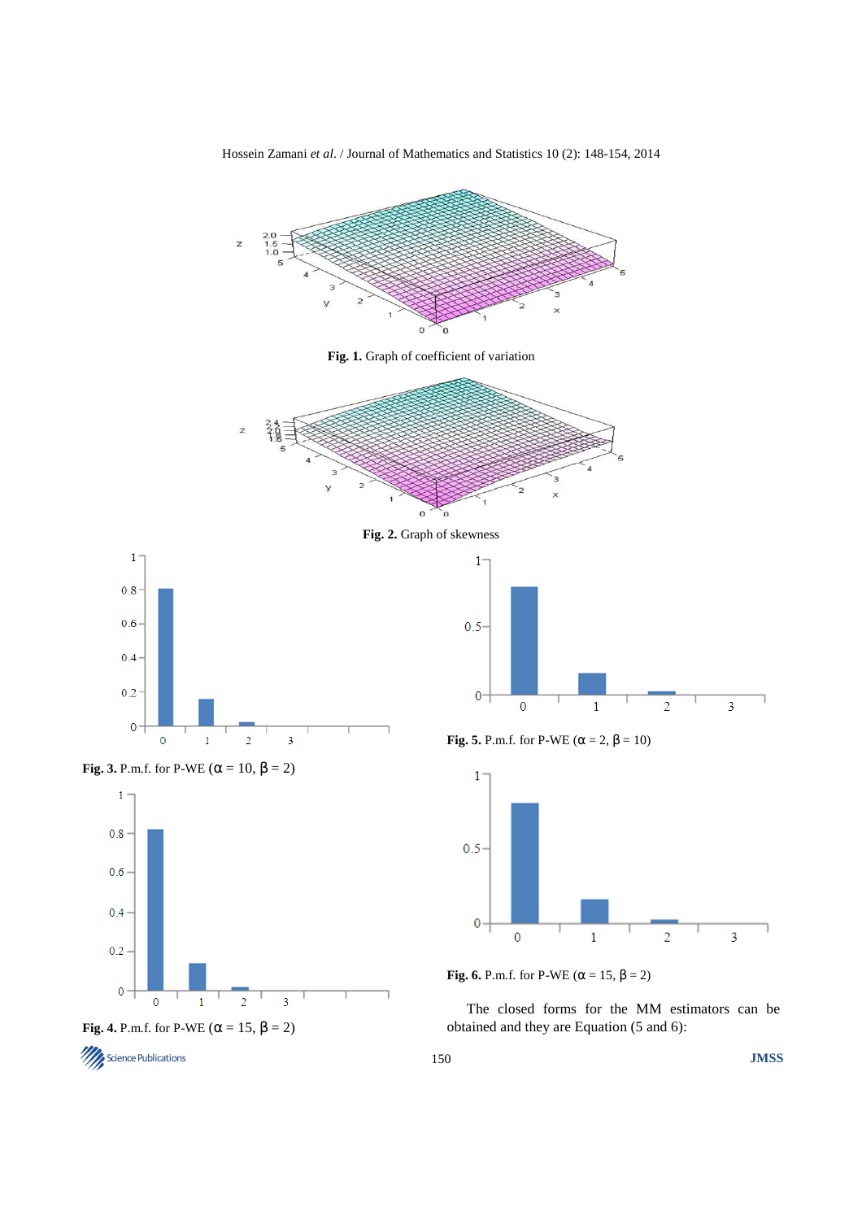Fig. 1. Graph of coefficient of variation

Fig. 2. Graph of skewness

Fig. 3. P.m.f. for P-WE ($\alpha = 10$, $\beta = 2$)

Fig. 4. P.m.f. for P-WE ($\alpha = 15$, $\beta = 2$)

Fig. 5. P.m.f. for P-WE ($\alpha = 2$, $\beta = 10$)

Fig. 6. P.m.f. for P-WE ($\alpha = 15$, $\beta = 2$)

The closed forms for the MM estimators can be obtained and they are Equation (5 and 6):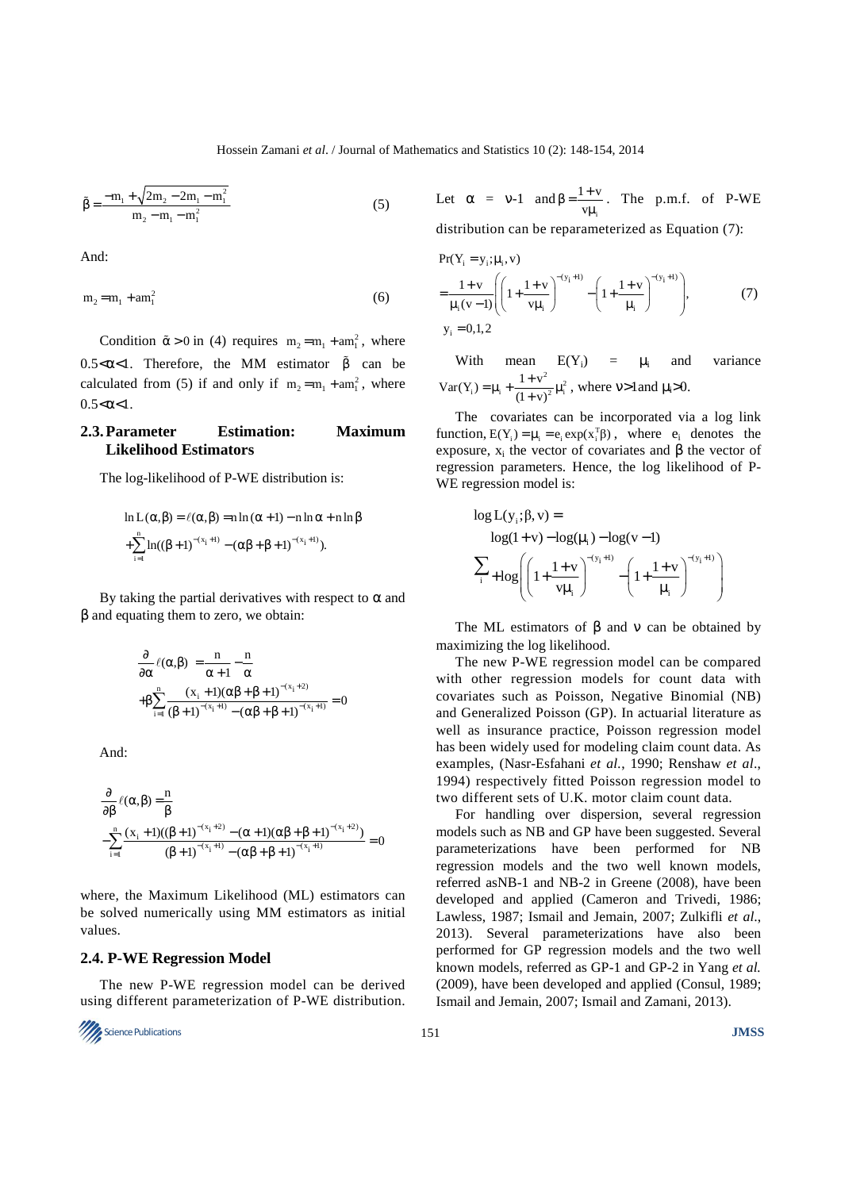$$\tilde{\beta} = \frac{-m_1 + \sqrt{2m_2 - 2m_1 - m_1^2}}{m_2 - m_1 - m_1^2} \tag{5}$$

And:

$$m_2 = m_1 + am_1^2 \tag{6}$$

Condition $\tilde{\alpha} > 0$ in (4) requires $m_2 = m_1 + am_1^2$, where $0.5<\alpha<1$. Therefore, the MM estimator $\tilde{\beta}$ can be calculated from (5) if and only if $m_2 = m_1 + am_1^2$, where $0.5<\alpha<1$.

### 2.3. Parameter Estimation: Maximum Likelihood Estimators

The log-likelihood of P-WE distribution is:

$$\ln L(\alpha,\beta) = \ell(\alpha,\beta) = n\ln(\alpha+1) - n\ln\alpha + n\ln\beta$$
$$+\sum_{i=1}^{n}\ln((\beta+1)^{-(x_i+1)} - (\alpha\beta+\beta+1)^{-(x_i+1)}).$$

By taking the partial derivatives with respect to $\alpha$ and $\beta$ and equating them to zero, we obtain:

$$\frac{\partial}{\partial\alpha}\ell(\alpha,\beta) = \frac{n}{\alpha+1} - \frac{n}{\alpha}$$
$$+\beta\sum_{i=1}^{n}\frac{(x_i+1)(\alpha\beta+\beta+1)^{-(x_i+2)}}{(\beta+1)^{-(x_i+1)} - (\alpha\beta+\beta+1)^{-(x_i+1)}} = 0$$

And:

$$\frac{\partial}{\partial\beta}\ell(\alpha,\beta) = \frac{n}{\beta}$$
$$-\sum_{i=1}^{n}\frac{(x_i+1)((\beta+1)^{-(x_i+2)} - (\alpha+1)(\alpha\beta+\beta+1)^{-(x_i+2)})}{(\beta+1)^{-(x_i+1)} - (\alpha\beta+\beta+1)^{-(x_i+1)}} = 0$$

where, the Maximum Likelihood (ML) estimators can be solved numerically using MM estimators as initial values.

### 2.4. P-WE Regression Model

The new P-WE regression model can be derived using different parameterization of P-WE distribution. Let $\alpha$ = $\nu$-1 and $\beta = \frac{1+\nu}{\nu\mu_i}$. The p.m.f. of P-WE distribution can be reparameterized as Equation (7):

$$\Pr(Y_i = y_i;\mu_i,\nu)$$
$$= \frac{1+\nu}{\mu_i(\nu-1)}\left(\left(1+\frac{1+\nu}{\nu\mu_i}\right)^{-(y_i+1)} - \left(1+\frac{1+\nu}{\mu_i}\right)^{-(y_i+1)}\right), \tag{7}$$
$$y_i = 0,1,2$$

With mean $E(Y_i) = \mu_i$ and variance $\mathrm{Var}(Y_i) = \mu_i + \frac{1+\nu^2}{(1+\nu)^2}\mu_i^2$, where $\nu>1$ and $\mu_i>0$.

The covariates can be incorporated via a log link function, $E(Y_i) = \mu_i = e_i\exp(x_i^T\beta)$, where $e_i$ denotes the exposure, $x_i$ the vector of covariates and $\beta$ the vector of regression parameters. Hence, the log likelihood of P-WE regression model is:

$$\log L(y_i;\beta,\nu) =$$
$$\log(1+\nu) - \log(\mu_i) - \log(\nu-1)$$
$$\sum_i + \log\left(\left(1+\frac{1+\nu}{\nu\mu_i}\right)^{-(y_i+1)} - \left(1+\frac{1+\nu}{\mu_i}\right)^{-(y_i+1)}\right)$$

The ML estimators of $\beta$ and $\nu$ can be obtained by maximizing the log likelihood.

The new P-WE regression model can be compared with other regression models for count data with covariates such as Poisson, Negative Binomial (NB) and Generalized Poisson (GP). In actuarial literature as well as insurance practice, Poisson regression model has been widely used for modeling claim count data. As examples, (Nasr-Esfahani *et al*., 1990; Renshaw *et al*., 1994) respectively fitted Poisson regression model to two different sets of U.K. motor claim count data.

For handling over dispersion, several regression models such as NB and GP have been suggested. Several parameterizations have been performed for NB regression models and the two well known models, referred asNB-1 and NB-2 in Greene (2008), have been developed and applied (Cameron and Trivedi, 1986; Lawless, 1987; Ismail and Jemain, 2007; Zulkifli *et al*., 2013). Several parameterizations have also been performed for GP regression models and the two well known models, referred as GP-1 and GP-2 in Yang *et al.* (2009), have been developed and applied (Consul, 1989; Ismail and Jemain, 2007; Ismail and Zamani, 2013).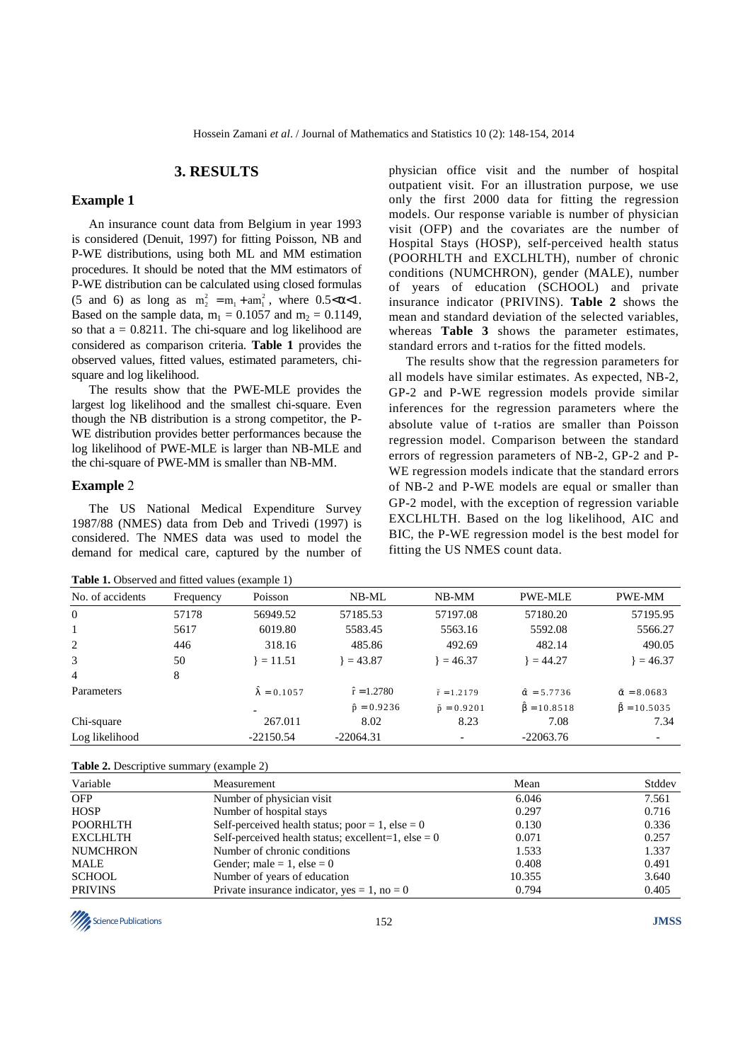## 3. RESULTS

### Example 1

An insurance count data from Belgium in year 1993 is considered (Denuit, 1997) for fitting Poisson, NB and P-WE distributions, using both ML and MM estimation procedures. It should be noted that the MM estimators of P-WE distribution can be calculated using closed formulas (5 and 6) as long as $m_2^2 = m_1 + am_1^2$, where $0.5<\alpha<1$. Based on the sample data, $m_1 = 0.1057$ and $m_2 = 0.1149$, so that $a = 0.8211$. The chi-square and log likelihood are considered as comparison criteria. **Table 1** provides the observed values, fitted values, estimated parameters, chi-square and log likelihood.

The results show that the PWE-MLE provides the largest log likelihood and the smallest chi-square. Even though the NB distribution is a strong competitor, the P-WE distribution provides better performances because the log likelihood of PWE-MLE is larger than NB-MLE and the chi-square of PWE-MM is smaller than NB-MM.

### Example 2

The US National Medical Expenditure Survey 1987/88 (NMES) data from Deb and Trivedi (1997) is considered. The NMES data was used to model the demand for medical care, captured by the number of physician office visit and the number of hospital outpatient visit. For an illustration purpose, we use only the first 2000 data for fitting the regression models. Our response variable is number of physician visit (OFP) and the covariates are the number of Hospital Stays (HOSP), self-perceived health status (POORHLTH and EXCLHLTH), number of chronic conditions (NUMCHRON), gender (MALE), number of years of education (SCHOOL) and private insurance indicator (PRIVINS). **Table 2** shows the mean and standard deviation of the selected variables, whereas **Table 3** shows the parameter estimates, standard errors and t-ratios for the fitted models.

The results show that the regression parameters for all models have similar estimates. As expected, NB-2, GP-2 and P-WE regression models provide similar inferences for the regression parameters where the absolute value of t-ratios are smaller than Poisson regression model. Comparison between the standard errors of regression parameters of NB-2, GP-2 and P-WE regression models indicate that the standard errors of NB-2 and P-WE models are equal or smaller than GP-2 model, with the exception of regression variable EXCLHLTH. Based on the log likelihood, AIC and BIC, the P-WE regression model is the best model for fitting the US NMES count data.

**Table 1.** Observed and fitted values (example 1)

| No. of accidents | Frequency | Poisson | NB-ML | NB-MM | PWE-MLE | PWE-MM |
|---|---|---|---|---|---|---|
| 0 | 57178 | 56949.52 | 57185.53 | 57197.08 | 57180.20 | 57195.95 |
| 1 | 5617 | 6019.80 | 5583.45 | 5563.16 | 5592.08 | 5566.27 |
| 2 | 446 | 318.16 | 485.86 | 492.69 | 482.14 | 490.05 |
| 3 | 50 | } = 11.51 | } = 43.87 | } = 46.37 | } = 44.27 | } = 46.37 |
| 4 | 8 | | | | | |
| Parameters | | $\hat{\lambda} = 0.1057$ | $\hat{r} = 1.2780$ | $\tilde{r} = 1.2179$ | $\hat{\alpha} = 5.7736$ | $\tilde{\alpha} = 8.0683$ |
| | | - | $\hat{p} = 0.9236$ | $\tilde{p} = 0.9201$ | $\hat{\beta} = 10.8518$ | $\tilde{\beta} = 10.5035$ |
| Chi-square | | 267.011 | 8.02 | 8.23 | 7.08 | 7.34 |
| Log likelihood | | -22150.54 | -22064.31 | - | -22063.76 | - |

**Table 2.** Descriptive summary (example 2)

| Variable | Measurement | Mean | Stddev |
|---|---|---|---|
| OFP | Number of physician visit | 6.046 | 7.561 |
| HOSP | Number of hospital stays | 0.297 | 0.716 |
| POORHLTH | Self-perceived health status; poor = 1, else = 0 | 0.130 | 0.336 |
| EXCLHLTH | Self-perceived health status; excellent=1, else = 0 | 0.071 | 0.257 |
| NUMCHRON | Number of chronic conditions | 1.533 | 1.337 |
| MALE | Gender; male = 1, else = 0 | 0.408 | 0.491 |
| SCHOOL | Number of years of education | 10.355 | 3.640 |
| PRIVINS | Private insurance indicator, yes = 1, no = 0 | 0.794 | 0.405 |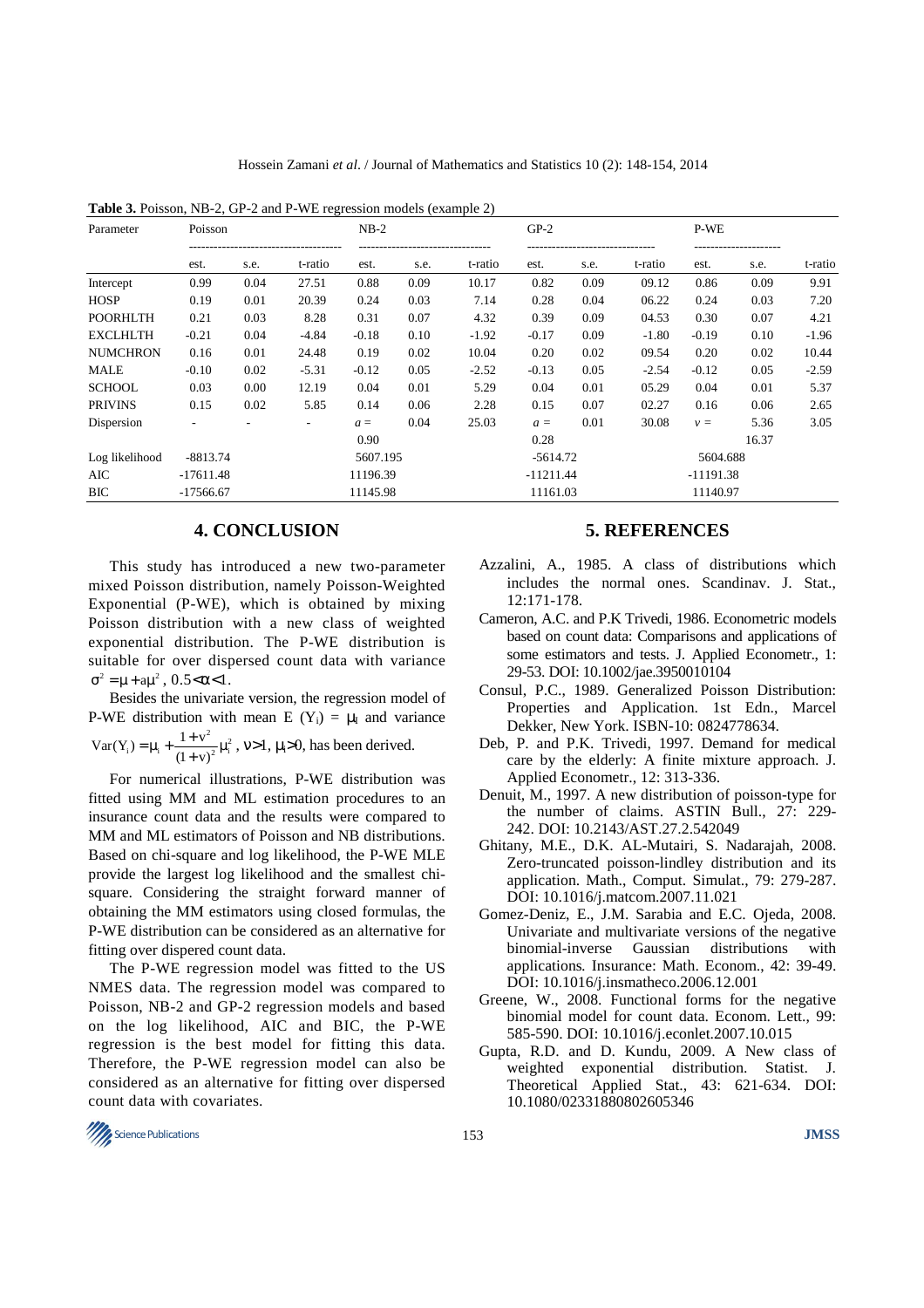**Table 3.** Poisson, NB-2, GP-2 and P-WE regression models (example 2)

| Parameter | Poisson | | | NB-2 | | | GP-2 | | | P-WE | | |
|---|---|---|---|---|---|---|---|---|---|---|---|---|
| | est. | s.e. | t-ratio | est. | s.e. | t-ratio | est. | s.e. | t-ratio | est. | s.e. | t-ratio |
| Intercept | 0.99 | 0.04 | 27.51 | 0.88 | 0.09 | 10.17 | 0.82 | 0.09 | 09.12 | 0.86 | 0.09 | 9.91 |
| HOSP | 0.19 | 0.01 | 20.39 | 0.24 | 0.03 | 7.14 | 0.28 | 0.04 | 06.22 | 0.24 | 0.03 | 7.20 |
| POORHLTH | 0.21 | 0.03 | 8.28 | 0.31 | 0.07 | 4.32 | 0.39 | 0.09 | 04.53 | 0.30 | 0.07 | 4.21 |
| EXCLHLTH | -0.21 | 0.04 | -4.84 | -0.18 | 0.10 | -1.92 | -0.17 | 0.09 | -1.80 | -0.19 | 0.10 | -1.96 |
| NUMCHRON | 0.16 | 0.01 | 24.48 | 0.19 | 0.02 | 10.04 | 0.20 | 0.02 | 09.54 | 0.20 | 0.02 | 10.44 |
| MALE | -0.10 | 0.02 | -5.31 | -0.12 | 0.05 | -2.52 | -0.13 | 0.05 | -2.54 | -0.12 | 0.05 | -2.59 |
| SCHOOL | 0.03 | 0.00 | 12.19 | 0.04 | 0.01 | 5.29 | 0.04 | 0.01 | 05.29 | 0.04 | 0.01 | 5.37 |
| PRIVINS | 0.15 | 0.02 | 5.85 | 0.14 | 0.06 | 2.28 | 0.15 | 0.07 | 02.27 | 0.16 | 0.06 | 2.65 |
| Dispersion | - | - | - | $a =$ 0.90 | 0.04 | 25.03 | $a =$ 0.28 | 0.01 | 30.08 | $v =$ 16.37 | 5.36 | 3.05 |
| Log likelihood | -8813.74 | | | 5607.195 | | | -5614.72 | | | 5604.688 | | |
| AIC | -17611.48 | | | 11196.39 | | | -11211.44 | | | -11191.38 | | |
| BIC | -17566.67 | | | 11145.98 | | | 11161.03 | | | 11140.97 | | |

## 4. CONCLUSION

This study has introduced a new two-parameter mixed Poisson distribution, namely Poisson-Weighted Exponential (P-WE), which is obtained by mixing Poisson distribution with a new class of weighted exponential distribution. The P-WE distribution is suitable for over dispersed count data with variance $\sigma^2 = \mu + a\mu^2$, $0.5 < \alpha < 1$.

Besides the univariate version, the regression model of P-WE distribution with mean E $(Y_i) = \mu_i$ and variance $\mathrm{Var}(Y_i) = \mu_i + \frac{1+v^2}{(1+v)^2}\mu_i^2$, $v > 1$, $\mu_i > 0$, has been derived.

For numerical illustrations, P-WE distribution was fitted using MM and ML estimation procedures to an insurance count data and the results were compared to MM and ML estimators of Poisson and NB distributions. Based on chi-square and log likelihood, the P-WE MLE provide the largest log likelihood and the smallest chi-square. Considering the straight forward manner of obtaining the MM estimators using closed formulas, the P-WE distribution can be considered as an alternative for fitting over dispered count data.

The P-WE regression model was fitted to the US NMES data. The regression model was compared to Poisson, NB-2 and GP-2 regression models and based on the log likelihood, AIC and BIC, the P-WE regression is the best model for fitting this data. Therefore, the P-WE regression model can also be considered as an alternative for fitting over dispersed count data with covariates.

## 5. REFERENCES

Azzalini, A., 1985. A class of distributions which includes the normal ones. Scandinav. J. Stat., 12:171-178.

Cameron, A.C. and P.K Trivedi, 1986. Econometric models based on count data: Comparisons and applications of some estimators and tests. J. Applied Econometr., 1: 29-53. DOI: 10.1002/jae.3950010104

Consul, P.C., 1989. Generalized Poisson Distribution: Properties and Application. 1st Edn., Marcel Dekker, New York. ISBN-10: 0824778634.

Deb, P. and P.K. Trivedi, 1997. Demand for medical care by the elderly: A finite mixture approach. J. Applied Econometr., 12: 313-336.

Denuit, M., 1997. A new distribution of poisson-type for the number of claims. ASTIN Bull., 27: 229-242. DOI: 10.2143/AST.27.2.542049

Ghitany, M.E., D.K. AL-Mutairi, S. Nadarajah, 2008. Zero-truncated poisson-lindley distribution and its application. Math., Comput. Simulat., 79: 279-287. DOI: 10.1016/j.matcom.2007.11.021

Gomez-Deniz, E., J.M. Sarabia and E.C. Ojeda, 2008. Univariate and multivariate versions of the negative binomial-inverse Gaussian distributions with applications. Insurance: Math. Econom., 42: 39-49. DOI: 10.1016/j.insmatheco.2006.12.001

Greene, W., 2008. Functional forms for the negative binomial model for count data. Econom. Lett., 99: 585-590. DOI: 10.1016/j.econlet.2007.10.015

Gupta, R.D. and D. Kundu, 2009. A New class of weighted exponential distribution. Statist. J. Theoretical Applied Stat., 43: 621-634. DOI: 10.1080/02331880802605346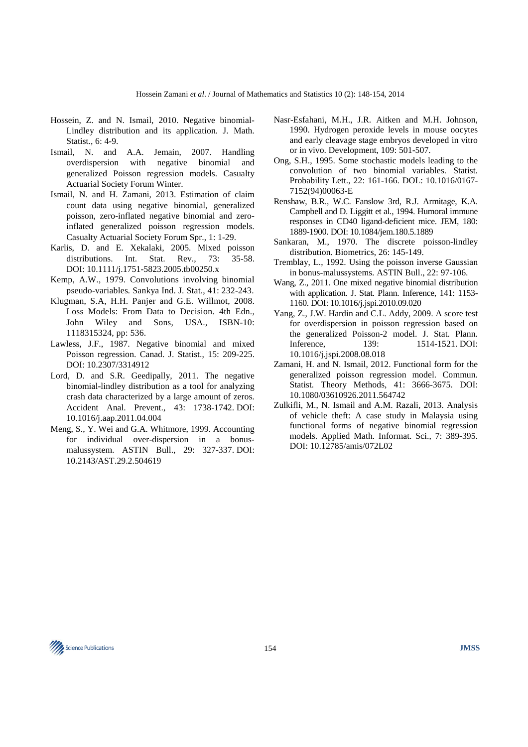Hossein, Z. and N. Ismail, 2010. Negative binomial-Lindley distribution and its application. J. Math. Statist., 6: 4-9.

Ismail, N. and A.A. Jemain, 2007. Handling overdispersion with negative binomial and generalized Poisson regression models. Casualty Actuarial Society Forum Winter.

Ismail, N. and H. Zamani, 2013. Estimation of claim count data using negative binomial, generalized poisson, zero-inflated negative binomial and zero-inflated generalized poisson regression models. Casualty Actuarial Society Forum Spr., 1: 1-29.

Karlis, D. and E. Xekalaki, 2005. Mixed poisson distributions. Int. Stat. Rev., 73: 35-58. DOI: 10.1111/j.1751-5823.2005.tb00250.x

Kemp, A.W., 1979. Convolutions involving binomial pseudo-variables. Sankya Ind. J. Stat., 41: 232-243.

Klugman, S.A, H.H. Panjer and G.E. Willmot, 2008. Loss Models: From Data to Decision. 4th Edn., John Wiley and Sons, USA., ISBN-10: 1118315324, pp: 536.

Lawless, J.F., 1987. Negative binomial and mixed Poisson regression. Canad. J. Statist., 15: 209-225. DOI: 10.2307/3314912

Lord, D. and S.R. Geedipally, 2011. The negative binomial-lindley distribution as a tool for analyzing crash data characterized by a large amount of zeros. Accident Anal. Prevent., 43: 1738-1742. DOI: 10.1016/j.aap.2011.04.004

Meng, S., Y. Wei and G.A. Whitmore, 1999. Accounting for individual over-dispersion in a bonus-malussystem. ASTIN Bull., 29: 327-337. DOI: 10.2143/AST.29.2.504619

Nasr-Esfahani, M.H., J.R. Aitken and M.H. Johnson, 1990. Hydrogen peroxide levels in mouse oocytes and early cleavage stage embryos developed in vitro or in vivo. Development, 109: 501-507.

Ong, S.H., 1995. Some stochastic models leading to the convolution of two binomial variables. Statist. Probability Lett., 22: 161-166. DOL: 10.1016/0167-7152(94)00063-E

Renshaw, B.R., W.C. Fanslow 3rd, R.J. Armitage, K.A. Campbell and D. Liggitt et al., 1994. Humoral immune responses in CD40 ligand-deficient mice. JEM, 180: 1889-1900. DOI: 10.1084/jem.180.5.1889

Sankaran, M., 1970. The discrete poisson-lindley distribution. Biometrics, 26: 145-149.

Tremblay, L., 1992. Using the poisson inverse Gaussian in bonus-malussystems. ASTIN Bull., 22: 97-106.

Wang, Z., 2011. One mixed negative binomial distribution with application. J. Stat. Plann. Inference, 141: 1153-1160. DOI: 10.1016/j.jspi.2010.09.020

Yang, Z., J.W. Hardin and C.L. Addy, 2009. A score test for overdispersion in poisson regression based on the generalized Poisson-2 model. J. Stat. Plann. Inference, 139: 1514-1521. DOI: 10.1016/j.jspi.2008.08.018

Zamani, H. and N. Ismail, 2012. Functional form for the generalized poisson regression model. Commun. Statist. Theory Methods, 41: 3666-3675. DOI: 10.1080/03610926.2011.564742

Zulkifli, M., N. Ismail and A.M. Razali, 2013. Analysis of vehicle theft: A case study in Malaysia using functional forms of negative binomial regression models. Applied Math. Informat. Sci., 7: 389-395. DOI: 10.12785/amis/072L02